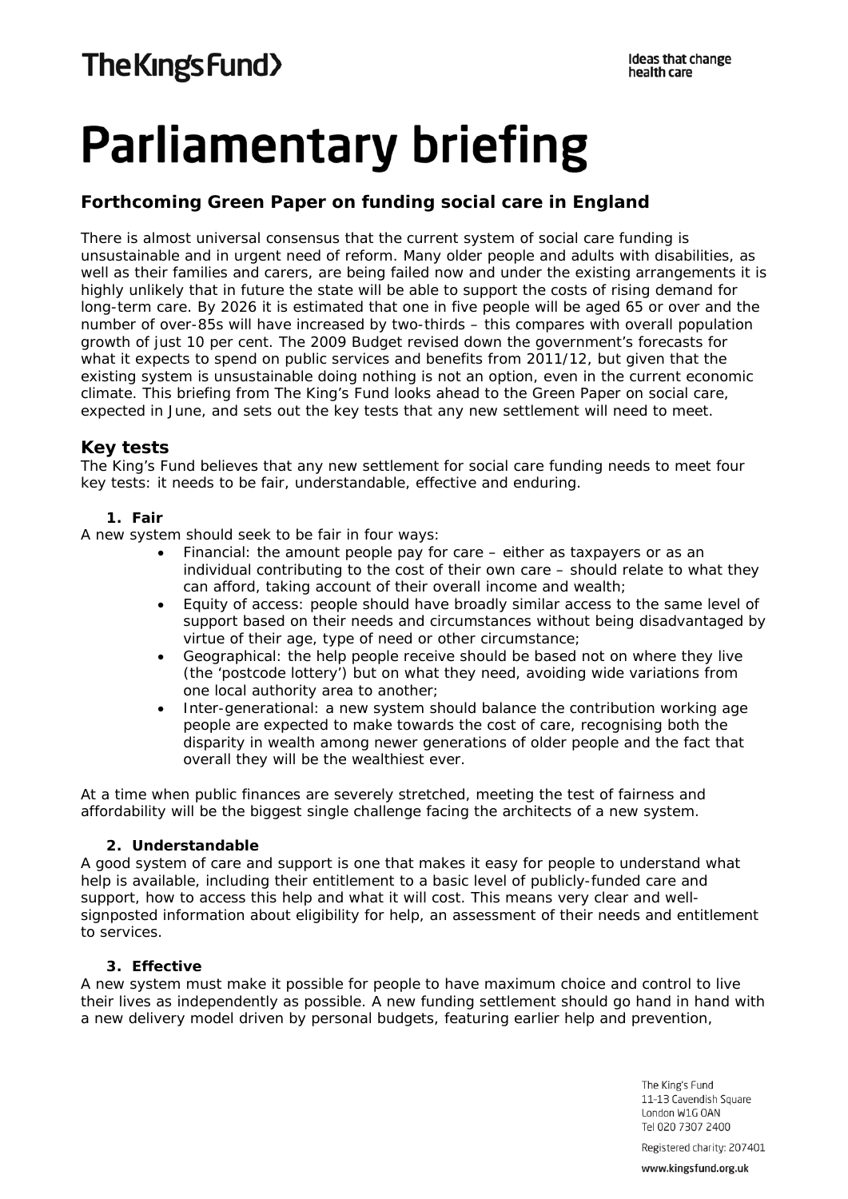The King's Fund

Ideas that change health care

# Parliamentary briefing

## Forthcoming Green Paper on funding social care in England

There is almost universal consensus that the current system of social care funding is unsustainable and in urgent need of reform. Many older people and adults with disabilities, as well as their families and carers, are being failed now and under the existing arrangements it is highly unlikely that in future the state will be able to support the costs of rising demand for long-term care. By 2026 it is estimated that one in five people will be aged 65 or over and the number of over-85s will have increased by two-thirds – this compares with overall population growth of just 10 per cent. The 2009 Budget revised down the government's forecasts for what it expects to spend on public services and benefits from 2011/12, but given that the existing system is unsustainable doing nothing is not an option, even in the current economic climate. This briefing from The King's Fund looks ahead to the Green Paper on social care, expected in June, and sets out the key tests that any new settlement will need to meet.

## Key tests

The King's Fund believes that any new settlement for social care funding needs to meet four key tests: it needs to be fair, understandable, effective and enduring.

### 1. Fair

A new system should seek to be fair in four ways:

- Financial: the amount people pay for care – either as taxpayers or as an individual contributing to the cost of their own care – should relate to what they can afford, taking account of their overall income and wealth;
- Equity of access: people should have broadly similar access to the same level of support based on their needs and circumstances without being disadvantaged by virtue of their age, type of need or other circumstance;
- Geographical: the help people receive should be based not on where they live (the 'postcode lottery') but on what they need, avoiding wide variations from one local authority area to another;
- Inter-generational: a new system should balance the contribution working age people are expected to make towards the cost of care, recognising both the disparity in wealth among newer generations of older people and the fact that overall they will be the wealthiest ever.

At a time when public finances are severely stretched, meeting the test of fairness and affordability will be the biggest single challenge facing the architects of a new system.

### 2. Understandable

A good system of care and support is one that makes it easy for people to understand what help is available, including their entitlement to a basic level of publicly-funded care and support, how to access this help and what it will cost. This means very clear and well-signposted information about eligibility for help, an assessment of their needs and entitlement to services.

### 3. Effective

A new system must make it possible for people to have maximum choice and control to live their lives as independently as possible. A new funding settlement should go hand in hand with a new delivery model driven by personal budgets, featuring earlier help and prevention,

The King's Fund
11-13 Cavendish Square
London W1G 0AN
Tel 020 7307 2400

Registered charity: 207401

www.kingsfund.org.uk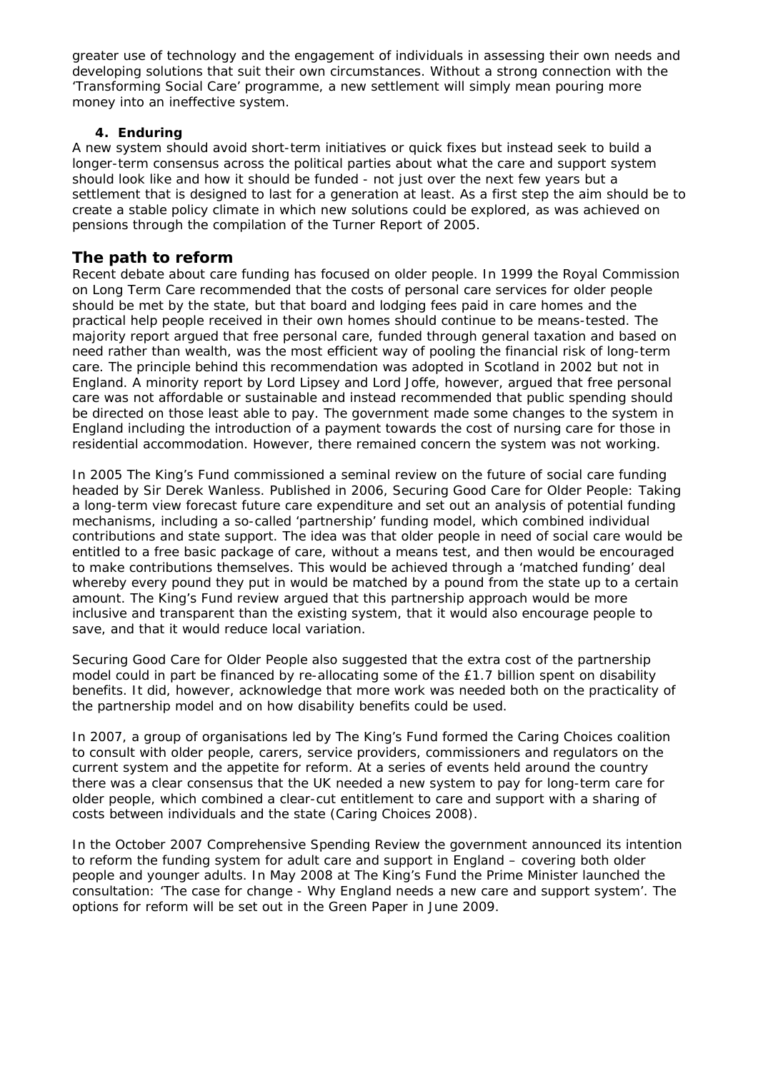greater use of technology and the engagement of individuals in assessing their own needs and developing solutions that suit their own circumstances. Without a strong connection with the 'Transforming Social Care' programme, a new settlement will simply mean pouring more money into an ineffective system.

**4. Enduring**

A new system should avoid short-term initiatives or quick fixes but instead seek to build a longer-term consensus across the political parties about what the care and support system should look like and how it should be funded - not just over the next few years but a settlement that is designed to last for a generation at least. As a first step the aim should be to create a stable policy climate in which new solutions could be explored, as was achieved on pensions through the compilation of the Turner Report of 2005.

## The path to reform

Recent debate about care funding has focused on older people. In 1999 the Royal Commission on Long Term Care recommended that the costs of personal care services for older people should be met by the state, but that board and lodging fees paid in care homes and the practical help people received in their own homes should continue to be means-tested. The majority report argued that free personal care, funded through general taxation and based on need rather than wealth, was the most efficient way of pooling the financial risk of long-term care. The principle behind this recommendation was adopted in Scotland in 2002 but not in England. A minority report by Lord Lipsey and Lord Joffe, however, argued that free personal care was not affordable or sustainable and instead recommended that public spending should be directed on those least able to pay. The government made some changes to the system in England including the introduction of a payment towards the cost of nursing care for those in residential accommodation. However, there remained concern the system was not working.

In 2005 The King's Fund commissioned a seminal review on the future of social care funding headed by Sir Derek Wanless. Published in 2006, Securing Good Care for Older People: Taking a long-term view forecast future care expenditure and set out an analysis of potential funding mechanisms, including a so-called 'partnership' funding model, which combined individual contributions and state support. The idea was that older people in need of social care would be entitled to a free basic package of care, without a means test, and then would be encouraged to make contributions themselves. This would be achieved through a 'matched funding' deal whereby every pound they put in would be matched by a pound from the state up to a certain amount. The King's Fund review argued that this partnership approach would be more inclusive and transparent than the existing system, that it would also encourage people to save, and that it would reduce local variation.

Securing Good Care for Older People also suggested that the extra cost of the partnership model could in part be financed by re-allocating some of the £1.7 billion spent on disability benefits. It did, however, acknowledge that more work was needed both on the practicality of the partnership model and on how disability benefits could be used.

In 2007, a group of organisations led by The King's Fund formed the Caring Choices coalition to consult with older people, carers, service providers, commissioners and regulators on the current system and the appetite for reform. At a series of events held around the country there was a clear consensus that the UK needed a new system to pay for long-term care for older people, which combined a clear-cut entitlement to care and support with a sharing of costs between individuals and the state (Caring Choices 2008).

In the October 2007 Comprehensive Spending Review the government announced its intention to reform the funding system for adult care and support in England – covering both older people and younger adults. In May 2008 at The King's Fund the Prime Minister launched the consultation: 'The case for change - Why England needs a new care and support system'. The options for reform will be set out in the Green Paper in June 2009.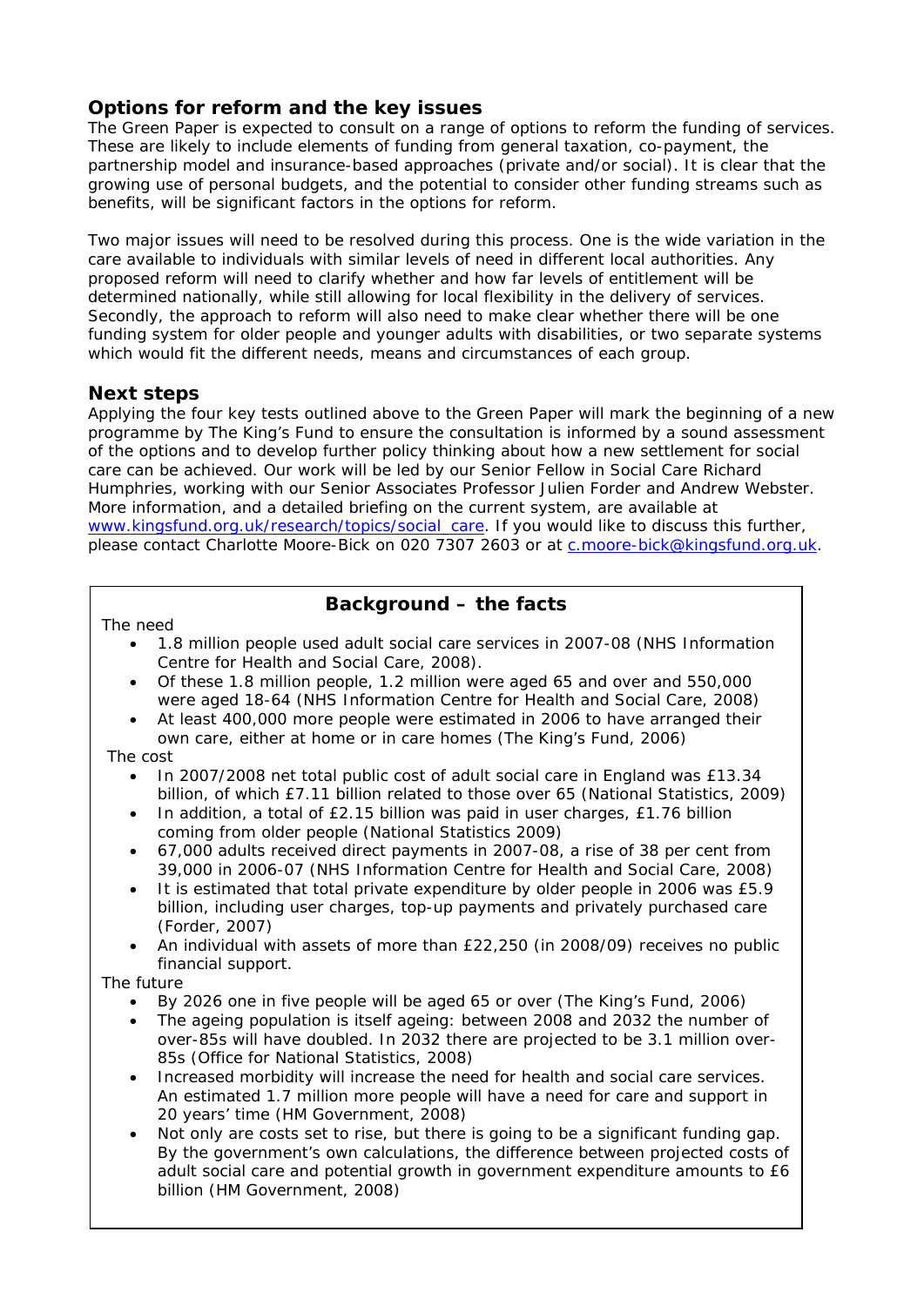## Options for reform and the key issues

The Green Paper is expected to consult on a range of options to reform the funding of services. These are likely to include elements of funding from general taxation, co-payment, the partnership model and insurance-based approaches (private and/or social). It is clear that the growing use of personal budgets, and the potential to consider other funding streams such as benefits, will be significant factors in the options for reform.

Two major issues will need to be resolved during this process. One is the wide variation in the care available to individuals with similar levels of need in different local authorities. Any proposed reform will need to clarify whether and how far levels of entitlement will be determined nationally, while still allowing for local flexibility in the delivery of services. Secondly, the approach to reform will also need to make clear whether there will be one funding system for older people and younger adults with disabilities, or two separate systems which would fit the different needs, means and circumstances of each group.

## Next steps

Applying the four key tests outlined above to the Green Paper will mark the beginning of a new programme by The King's Fund to ensure the consultation is informed by a sound assessment of the options and to develop further policy thinking about how a new settlement for social care can be achieved. Our work will be led by our Senior Fellow in Social Care Richard Humphries, working with our Senior Associates Professor Julien Forder and Andrew Webster. More information, and a detailed briefing on the current system, are available at [www.kingsfund.org.uk/research/topics/social_care](www.kingsfund.org.uk/research/topics/social_care). If you would like to discuss this further, please contact Charlotte Moore-Bick on 020 7307 2603 or at [c.moore-bick@kingsfund.org.uk](mailto:c.moore-bick@kingsfund.org.uk).

### Background – the facts

The need

- 1.8 million people used adult social care services in 2007-08 (NHS Information Centre for Health and Social Care, 2008).
- Of these 1.8 million people, 1.2 million were aged 65 and over and 550,000 were aged 18-64 (NHS Information Centre for Health and Social Care, 2008)
- At least 400,000 more people were estimated in 2006 to have arranged their own care, either at home or in care homes (The King's Fund, 2006)

The cost

- In 2007/2008 net total public cost of adult social care in England was £13.34 billion, of which £7.11 billion related to those over 65 (National Statistics, 2009)
- In addition, a total of £2.15 billion was paid in user charges, £1.76 billion coming from older people (National Statistics 2009)
- 67,000 adults received direct payments in 2007-08, a rise of 38 per cent from 39,000 in 2006-07 (NHS Information Centre for Health and Social Care, 2008)
- It is estimated that total private expenditure by older people in 2006 was £5.9 billion, including user charges, top-up payments and privately purchased care (Forder, 2007)
- An individual with assets of more than £22,250 (in 2008/09) receives no public financial support.

The future

- By 2026 one in five people will be aged 65 or over (The King's Fund, 2006)
- The ageing population is itself ageing: between 2008 and 2032 the number of over-85s will have doubled. In 2032 there are projected to be 3.1 million over-85s (Office for National Statistics, 2008)
- Increased morbidity will increase the need for health and social care services. An estimated 1.7 million more people will have a need for care and support in 20 years' time (HM Government, 2008)
- Not only are costs set to rise, but there is going to be a significant funding gap. By the government's own calculations, the difference between projected costs of adult social care and potential growth in government expenditure amounts to £6 billion (HM Government, 2008)